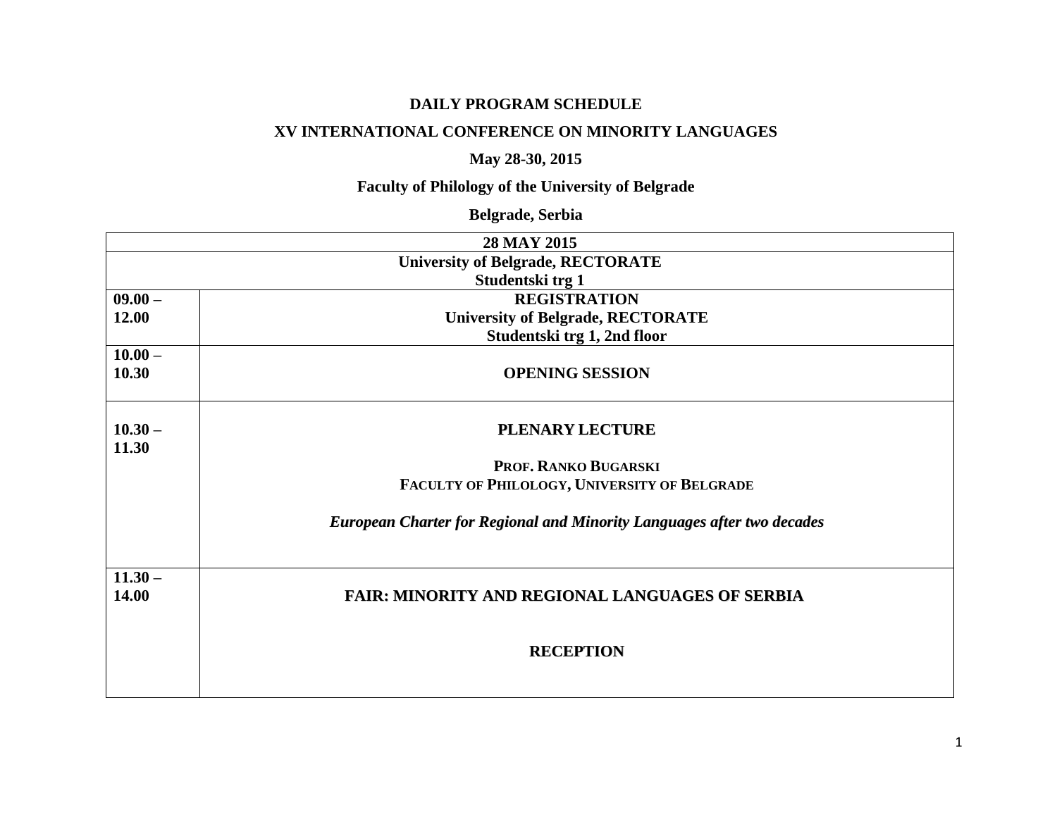**DAILY PROGRAM SCHEDULE**

**XV INTERNATIONAL CONFERENCE ON MINORITY LANGUAGES**

**May 28-30, 2015**

**Faculty of Philology of the University of Belgrade**

**Belgrade, Serbia**

| **28 MAY 2015**<br>**University of Belgrade, RECTORATE**<br>**Studentski trg 1** | |
|---|---|
| **09.00 – 12.00** | **REGISTRATION**<br>**University of Belgrade, RECTORATE**<br>**Studentski trg 1, 2nd floor** |
| **10.00 – 10.30** | **OPENING SESSION** |
| **10.30 – 11.30** | **PLENARY LECTURE**<br><br>**PROF. RANKO BUGARSKI**<br>**FACULTY OF PHILOLOGY, UNIVERSITY OF BELGRADE**<br><br>***European Charter for Regional and Minority Languages after two decades*** |
| **11.30 – 14.00** | **FAIR: MINORITY AND REGIONAL LANGUAGES OF SERBIA**<br><br>**RECEPTION** |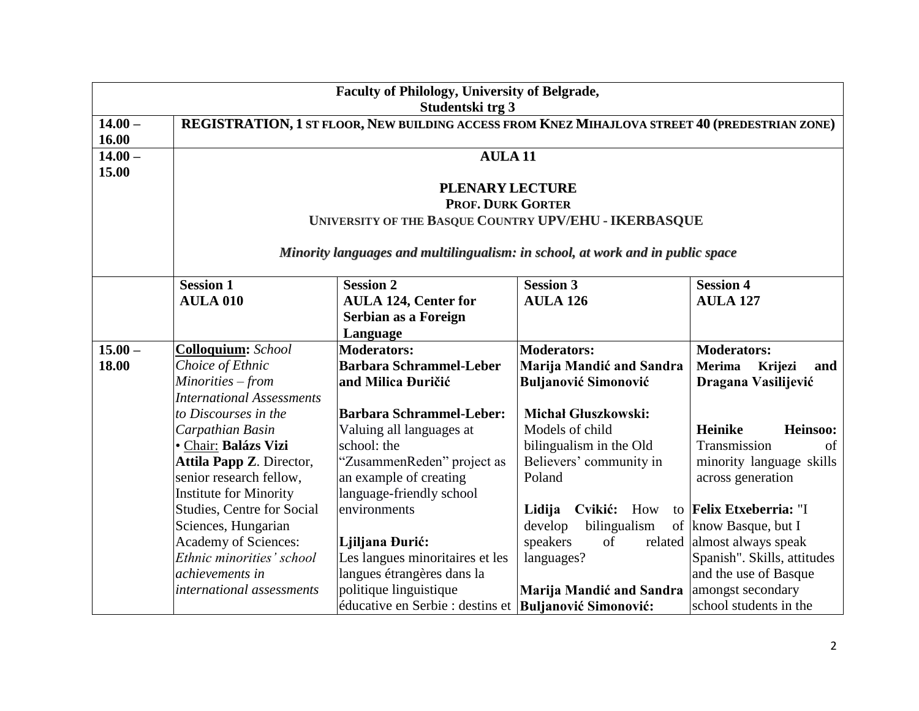| Faculty of Philology, University of Belgrade, Studentski trg 3 | | | | |
|---|---|---|---|---|
| **14.00 – 16.00** | **REGISTRATION, 1 ST FLOOR, NEW BUILDING ACCESS FROM KNEZ MIHAJLOVA STREET 40 (PREDESTRIAN ZONE)** | | | |
| **14.00 – 15.00** | **AULA 11**<br><br>**PLENARY LECTURE**<br>**PROF. DURK GORTER**<br>**UNIVERSITY OF THE BASQUE COUNTRY UPV/EHU - IKERBASQUE**<br><br>***Minority languages and multilingualism: in school, at work and in public space*** | | | |
| | **Session 1**<br>**AULA 010** | **Session 2**<br>**AULA 124, Center for Serbian as a Foreign Language** | **Session 3**<br>**AULA 126** | **Session 4**<br>**AULA 127** |
| **15.00 – 18.00** | **Colloquium:** *School Choice of Ethnic Minorities – from International Assessments to Discourses in the Carpathian Basin*<br>• Chair: **Balázs Vizi**<br>**Attila Papp Z**. Director, senior research fellow, Institute for Minority Studies, Centre for Social Sciences, Hungarian Academy of Sciences: *Ethnic minorities' school achievements in international assessments* | **Moderators:**<br>**Barbara Schrammel-Leber and Milica Đuričić**<br><br>**Barbara Schrammel-Leber:** Valuing all languages at school: the "ZusammenReden" project as an example of creating language-friendly school environments<br><br>**Ljiljana Đurić:** Les langues minoritaires et les langues étrangères dans la politique linguistique éducative en Serbie : destins et | **Moderators:**<br>**Marija Mandić and Sandra Buljanović Simonović**<br><br>**Michał Głuszkowski:** Models of child bilingualism in the Old Believers' community in Poland<br><br>**Lidija Cvikić:** How to develop bilingualism of speakers of related languages?<br><br>**Marija Mandić and Sandra Buljanović Simonović:** | **Moderators:**<br>**Merima Krijezi and Dragana Vasilijević**<br><br>**Heinike Heinsoo:** Transmission of minority language skills across generation<br><br>**Felix Etxeberria:** "I know Basque, but I almost always speak Spanish". Skills, attitudes and the use of Basque amongst secondary school students in the |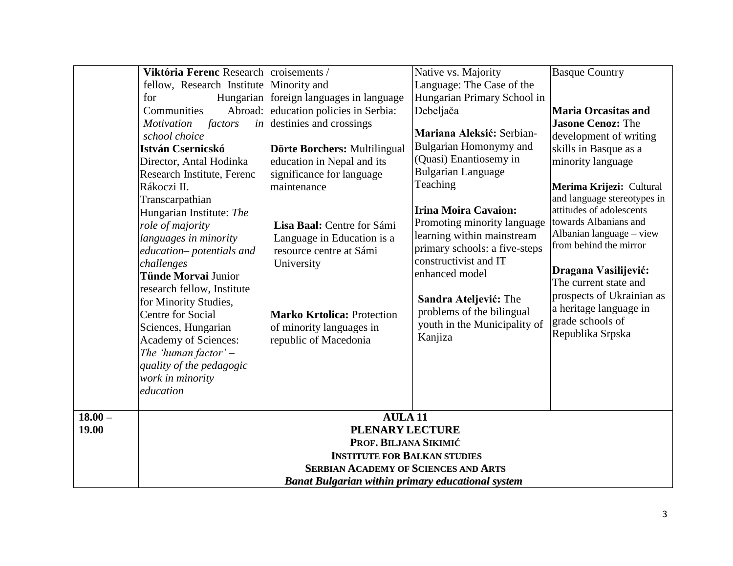| | | | | |
|---|---|---|---|---|
| | **Viktória Ferenc** Research fellow, Research Institute for Hungarian Communities Abroad: *Motivation factors in school choice*<br>**István Csernicskó** Director, Antal Hodinka Research Institute, Ferenc Rákoczi II. Transcarpathian Hungarian Institute: *The role of majority languages in minority education– potentials and challenges*<br>**Tünde Morvai** Junior research fellow, Institute for Minority Studies, Centre for Social Sciences, Hungarian Academy of Sciences: *The 'human factor' – quality of the pedagogic work in minority education* | croisements / Minority and foreign languages in language education policies in Serbia: destinies and crossings<br><br>**Dörte Borchers:** Multilingual education in Nepal and its significance for language maintenance<br><br>**Lisa Baal:** Centre for Sámi Language in Education is a resource centre at Sámi University<br><br>**Marko Krtolica:** Protection of minority languages in republic of Macedonia | Native vs. Majority Language: The Case of the Hungarian Primary School in Debeljača<br><br>**Mariana Aleksić:** Serbian-Bulgarian Homonymy and (Quasi) Enantiosemy in Bulgarian Language Teaching<br><br>**Irina Moira Cavaion:** Promoting minority language learning within mainstream primary schools: a five-steps constructivist and IT enhanced model<br><br>**Sandra Ateljević:** The problems of the bilingual youth in the Municipality of Kanjiza | Basque Country<br><br>**Maria Orcasitas and Jasone Cenoz:** The development of writing skills in Basque as a minority language<br><br>**Merima Krijezi:** Cultural and language stereotypes in attitudes of adolescents towards Albanians and Albanian language – view from behind the mirror<br><br>**Dragana Vasilijević:** The current state and prospects of Ukrainian as a heritage language in grade schools of Republika Srpska |
| **18.00 – 19.00** | **AULA 11**<br>**PLENARY LECTURE**<br>**PROF. BILJANA SIKIMIĆ**<br>**INSTITUTE FOR BALKAN STUDIES**<br>**SERBIAN ACADEMY OF SCIENCES AND ARTS**<br>***Banat Bulgarian within primary educational system*** | | | |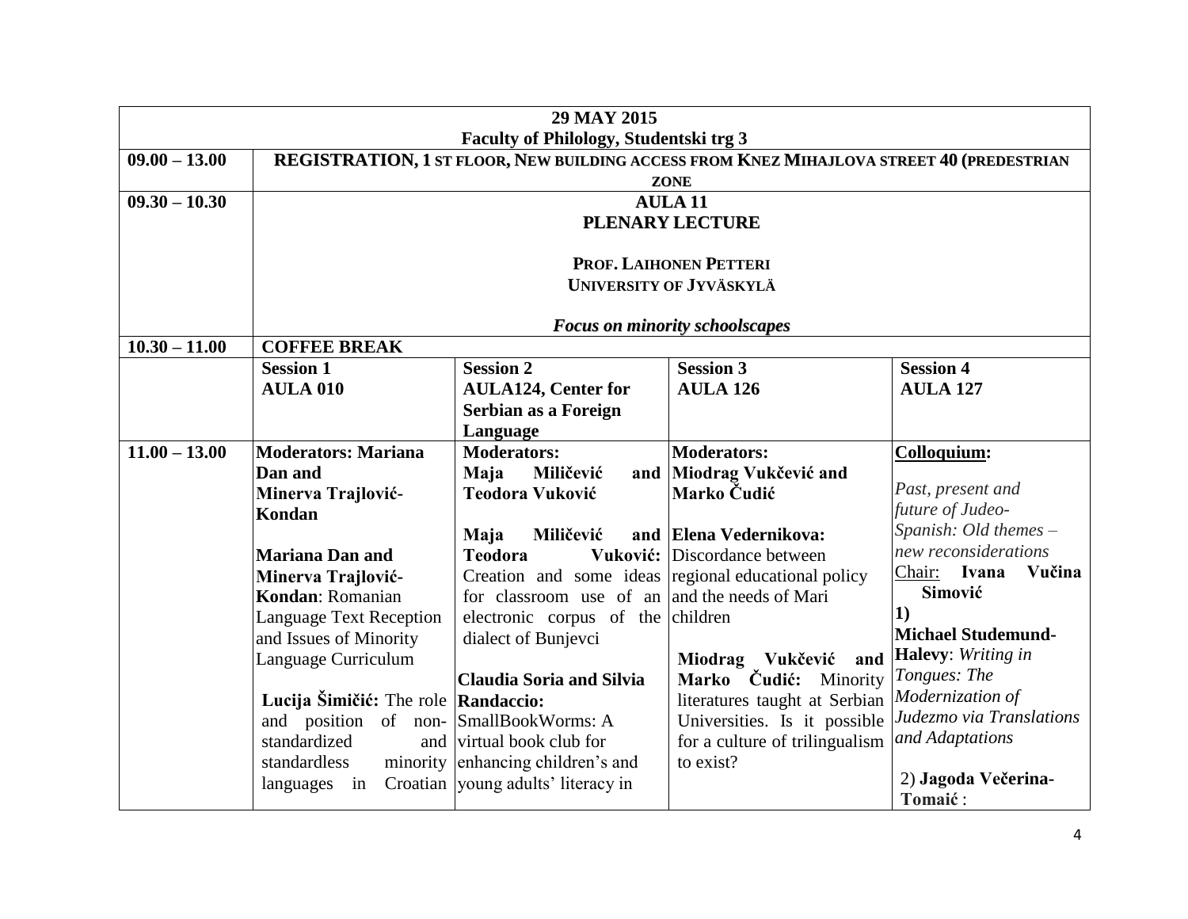| 29 MAY 2015<br>Faculty of Philology, Studentski trg 3 | | | | |
|---|---|---|---|---|
| 09.00 – 13.00 | REGISTRATION, 1 ST FLOOR, NEW BUILDING ACCESS FROM KNEZ MIHAJLOVA STREET 40 (PREDESTRIAN ZONE | | | |
| 09.30 – 10.30 | AULA 11<br>PLENARY LECTURE<br><br>PROF. LAIHONEN PETTERI<br>UNIVERSITY OF JYVÄSKYLÄ<br><br>*Focus on minority schoolscapes* | | | |
| 10.30 – 11.00 | COFFEE BREAK | | | |
| | **Session 1**<br>**AULA 010** | **Session 2**<br>**AULA124, Center for Serbian as a Foreign Language** | **Session 3**<br>**AULA 126** | **Session 4**<br>**AULA 127** |
| 11.00 – 13.00 | **Moderators: Mariana Dan and Minerva Trajlović-Kondan**<br><br>**Mariana Dan and Minerva Trajlović-Kondan**: Romanian Language Text Reception and Issues of Minority Language Curriculum<br><br>**Lucija Šimičić:** The role and position of non-standardized and standardless minority languages in Croatian | **Moderators:**<br>**Maja Miličević and Teodora Vuković**<br><br>**Maja Miličević and Teodora Vuković:** Creation and some ideas for classroom use of an electronic corpus of the dialect of Bunjevci<br><br>**Claudia Soria and Silvia Randaccio:**<br>SmallBookWorms: A virtual book club for enhancing children's and young adults' literacy in | **Moderators:**<br>**Miodrag Vukčević and Marko Čudić**<br><br>**Elena Vedernikova:** Discordance between regional educational policy and the needs of Mari children<br><br>**Miodrag Vukčević and Marko Čudić:** Minority literatures taught at Serbian Universities. Is it possible for a culture of trilingualism to exist? | **Colloquium:**<br><br>*Past, present and future of Judeo-Spanish: Old themes – new reconsiderations*<br>Chair: **Ivana Vučina Simović**<br>**1)**<br>**Michael Studemund-Halevy**: *Writing in Tongues: The Modernization of Judezmo via Translations and Adaptations*<br><br>2) **Jagoda Večerina-Tomaić** : |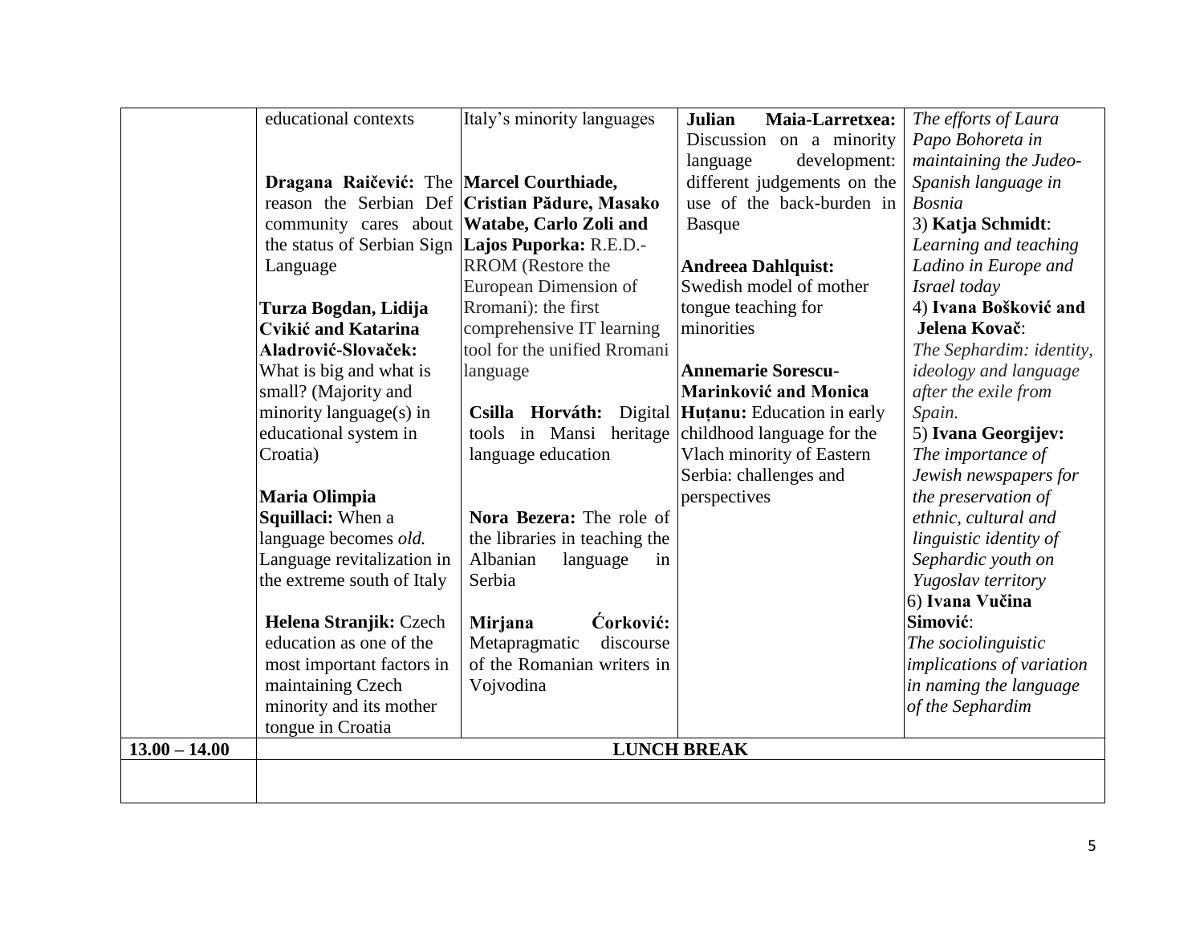| | | | | |
|---|---|---|---|---|
| | educational contexts<br><br>**Dragana Raičević:** The reason the Serbian Def community cares about the status of Serbian Sign Language<br><br>**Turza Bogdan, Lidija Cvikić and Katarina Aladrović-Slovaček:** What is big and what is small? (Majority and minority language(s) in educational system in Croatia)<br><br>**Maria Olimpia Squillaci:** When a language becomes *old.* Language revitalization in the extreme south of Italy<br><br>**Helena Stranjik:** Czech education as one of the most important factors in maintaining Czech minority and its mother tongue in Croatia | Italy's minority languages<br><br>**Marcel Courthiade, Cristian Pădure, Masako Watabe, Carlo Zoli and Lajos Puporka:** R.E.D.-RROM (Restore the European Dimension of Rromani): the first comprehensive IT learning tool for the unified Rromani language<br><br>**Csilla Horváth:** Digital tools in Mansi heritage language education<br><br>**Nora Bezera:** The role of the libraries in teaching the Albanian language in Serbia<br><br>**Mirjana Ćorković:** Metapragmatic discourse of the Romanian writers in Vojvodina | **Julian Maia-Larretxea:** Discussion on a minority language development: different judgements on the use of the back-burden in Basque<br><br>**Andreea Dahlquist:** Swedish model of mother tongue teaching for minorities<br><br>**Annemarie Sorescu-Marinković and Monica Huțanu:** Education in early childhood language for the Vlach minority of Eastern Serbia: challenges and perspectives | *The efforts of Laura Papo Bohoreta in maintaining the Judeo-Spanish language in Bosnia*<br>3) **Katja Schmidt**: *Learning and teaching Ladino in Europe and Israel today*<br>4) **Ivana Bošković and Jelena Kovač**: *The Sephardim: identity, ideology and language after the exile from Spain.*<br>5) **Ivana Georgijev:** *The importance of Jewish newspapers for the preservation of ethnic, cultural and linguistic identity of Sephardic youth on Yugoslav territory*<br>6) **Ivana Vučina Simović**: *The sociolinguistic implications of variation in naming the language of the Sephardim* |
| **13.00 – 14.00** | **LUNCH BREAK** | | | |
| | | | | |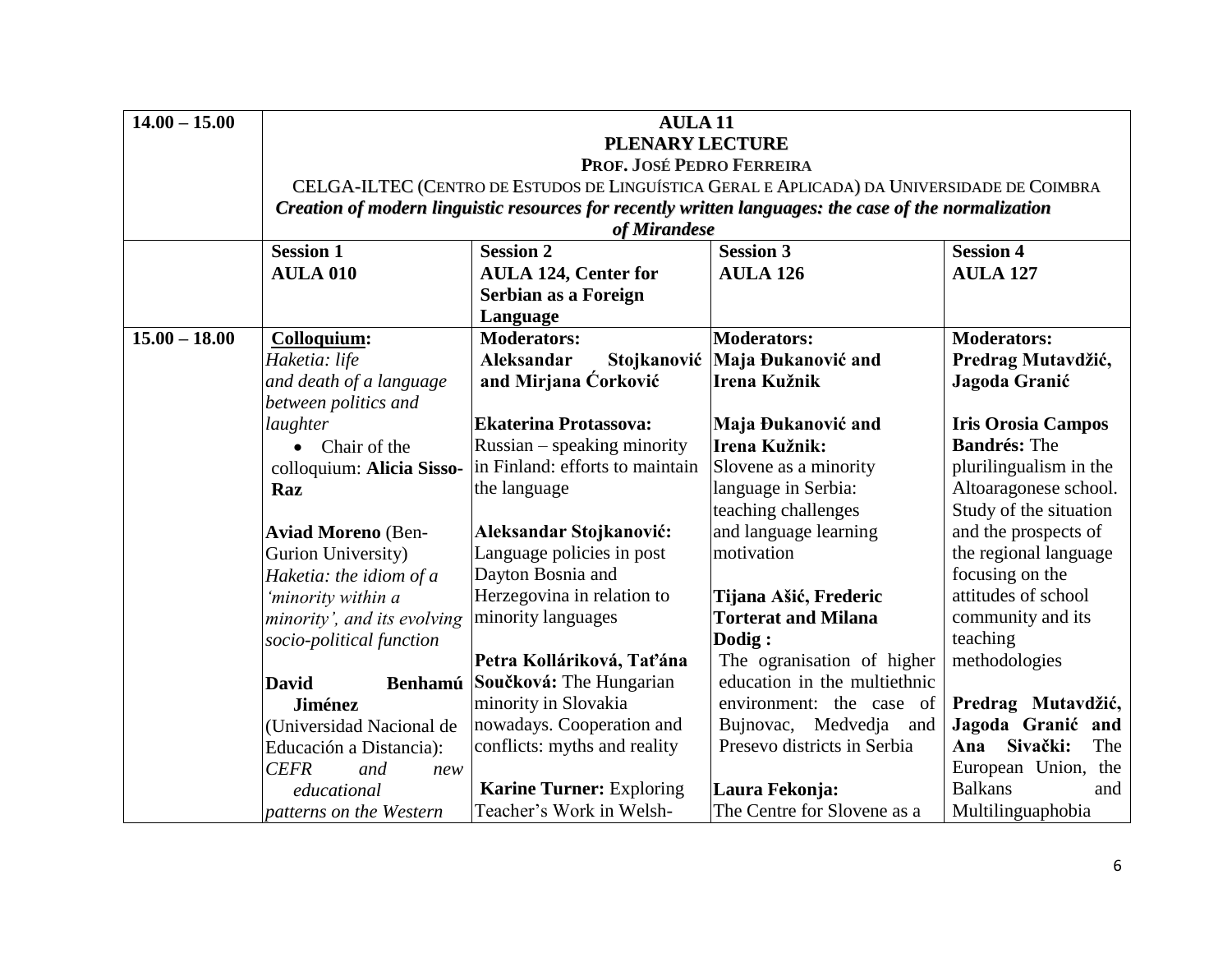| 14.00 – 15.00 | **AULA 11**<br>**PLENARY LECTURE**<br>**PROF. JOSÉ PEDRO FERREIRA**<br>CELGA-ILTEC (CENTRO DE ESTUDOS DE LINGUÍSTICA GERAL E APLICADA) DA UNIVERSIDADE DE COIMBRA<br>***Creation of modern linguistic resources for recently written languages: the case of the normalization of Mirandese*** | | | |
|---|---|---|---|---|
| | **Session 1**<br>**AULA 010** | **Session 2**<br>**AULA 124, Center for Serbian as a Foreign Language** | **Session 3**<br>**AULA 126** | **Session 4**<br>**AULA 127** |
| 15.00 – 18.00 | **Colloquium:**<br>*Haketia: life and death of a language between politics and laughter*<br>• Chair of the colloquium: **Alicia Sisso-Raz**<br><br>**Aviad Moreno** (Ben-Gurion University)<br>*Haketia: the idiom of a 'minority within a minority', and its evolving socio-political function*<br><br>**David Benhamú Jiménez** (Universidad Nacional de Educación a Distancia):<br>*CEFR and new educational patterns on the Western* | **Moderators:**<br>**Aleksandar Stojkanović and Mirjana Ćorković**<br><br>**Ekaterina Protassova:** Russian – speaking minority in Finland: efforts to maintain the language<br><br>**Aleksandar Stojkanović:** Language policies in post Dayton Bosnia and Herzegovina in relation to minority languages<br><br>**Petra Kolláriková, Taťána Součková:** The Hungarian minority in Slovakia nowadays. Cooperation and conflicts: myths and reality<br><br>**Karine Turner:** Exploring Teacher's Work in Welsh- | **Moderators:**<br>**Maja Đukanović and Irena Kužnik**<br><br>**Maja Đukanović and Irena Kužnik:** Slovene as a minority language in Serbia: teaching challenges and language learning motivation<br><br>**Tijana Ašić, Frederic Torterat and Milana Dodig :** The ogranisation of higher education in the multiethnic environment: the case of Bujnovac, Medvedja and Presevo districts in Serbia<br><br>**Laura Fekonja:** The Centre for Slovene as a | **Moderators:**<br>**Predrag Mutavdžić, Jagoda Granić**<br><br>**Iris Orosia Campos Bandrés:** The plurilingualism in the Altoaragonese school. Study of the situation and the prospects of the regional language focusing on the attitudes of school community and its teaching methodologies<br><br>**Predrag Mutavdžić, Jagoda Granić and Ana Sivački:** The European Union, the Balkans and Multilinguaphobia |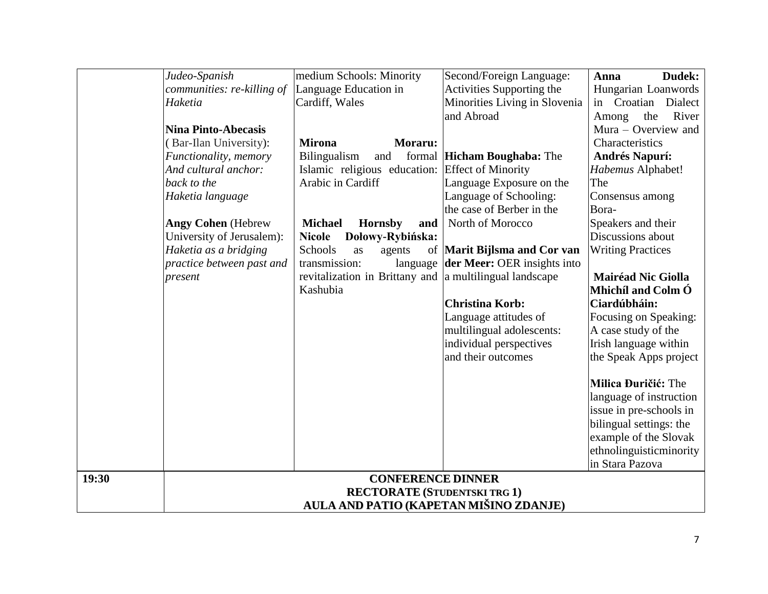| | | | | |
|---|---|---|---|---|
| | *Judeo-Spanish communities: re-killing of Haketia*<br><br>**Nina Pinto-Abecasis** ( Bar-Ilan University): *Functionality, memory And cultural anchor: back to the Haketia language*<br><br>**Angy Cohen** (Hebrew University of Jerusalem): *Haketia as a bridging practice between past and present* | medium Schools: Minority Language Education in Cardiff, Wales<br><br>**Mirona Moraru:** Bilingualism and formal Islamic religious education: Arabic in Cardiff<br><br>**Michael Hornsby and Nicole Dołowy-Rybińska:** Schools as agents of transmission: language revitalization in Brittany and Kashubia | Second/Foreign Language: Activities Supporting the Minorities Living in Slovenia and Abroad<br><br>**Hicham Boughaba:** The Effect of Minority Language Exposure on the Language of Schooling: the case of Berber in the North of Morocco<br><br>**Marit Bijlsma and Cor van der Meer:** OER insights into a multilingual landscape<br><br>**Christina Korb:** Language attitudes of multilingual adolescents: individual perspectives and their outcomes | **Anna Dudek:** Hungarian Loanwords in Croatian Dialect Among the River Mura – Overview and Characteristics<br>**Andrés Napurí:** *Habemus* Alphabet! The Consensus among Bora-Speakers and their Discussions about Writing Practices<br><br>**Mairéad Nic Giolla Mhichíl and Colm Ó Ciardúbháin:** Focusing on Speaking: A case study of the Irish language within the Speak Apps project<br><br>**Milica Đuričić:** The language of instruction issue in pre-schools in bilingual settings: the example of the Slovak ethnolinguisticminority in Stara Pazova |
| **19:30** | **CONFERENCE DINNER**<br>**RECTORATE (STUDENTSKI TRG 1)**<br>**AULA AND PATIO (KAPETAN MIŠINO ZDANJE)** | | | |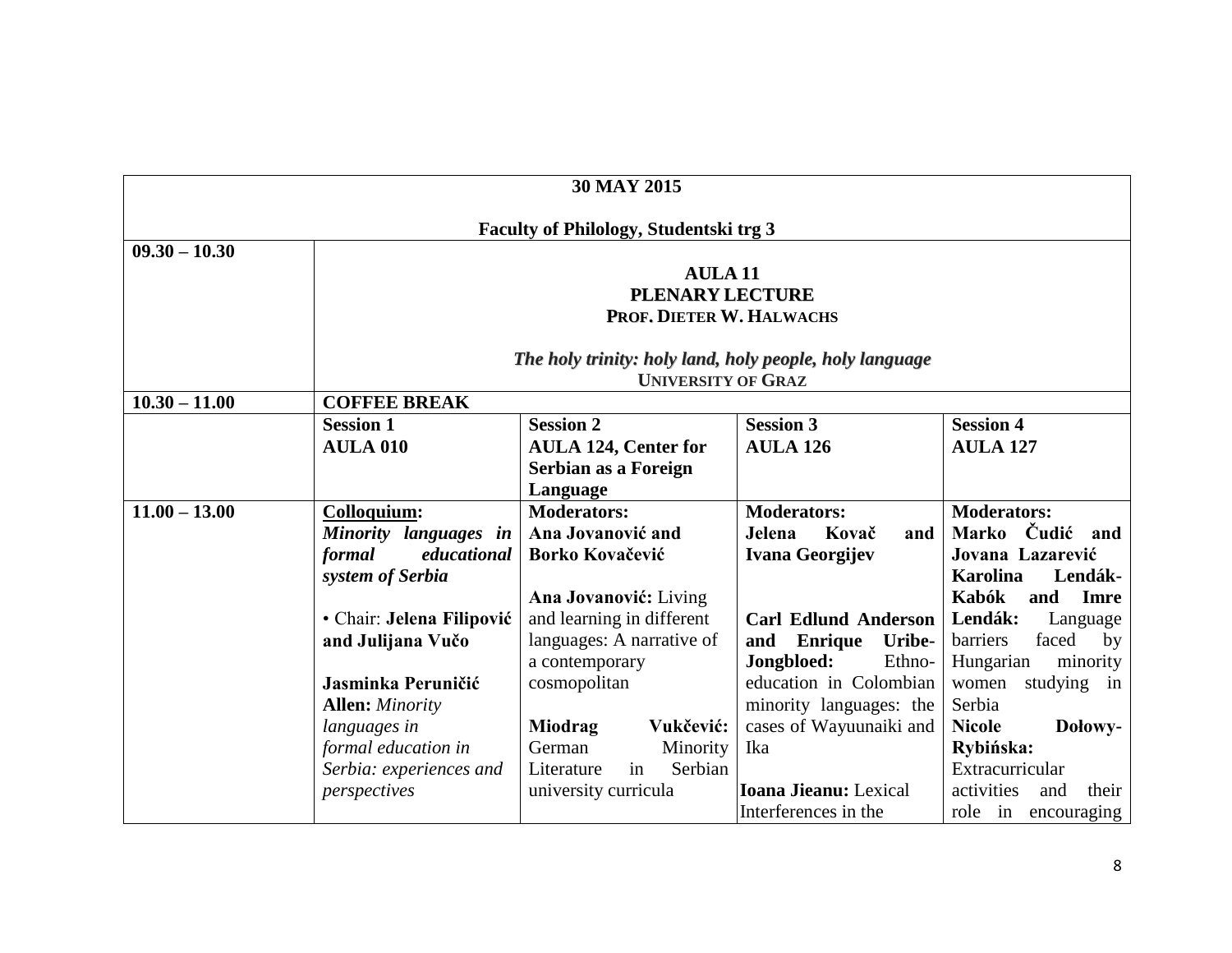| 30 MAY 2015<br><br>Faculty of Philology, Studentski trg 3 | | | | |
|---|---|---|---|---|
| **09.30 – 10.30** | **AULA 11**<br>**PLENARY LECTURE**<br>**PROF. DIETER W. HALWACHS**<br><br>***The holy trinity: holy land, holy people, holy language***<br>**UNIVERSITY OF GRAZ** | | | |
| **10.30 – 11.00** | **COFFEE BREAK** | | | |
| | **Session 1**<br>**AULA 010** | **Session 2**<br>**AULA 124, Center for Serbian as a Foreign Language** | **Session 3**<br>**AULA 126** | **Session 4**<br>**AULA 127** |
| **11.00 – 13.00** | **Colloquium:**<br>***Minority languages in formal educational system of Serbia***<br><br>• Chair: **Jelena Filipović and Julijana Vučo**<br><br>**Jasminka Peruničić Allen:** *Minority languages in formal education in Serbia: experiences and perspectives* | **Moderators:**<br>**Ana Jovanović and Borko Kovačević**<br><br>**Ana Jovanović:** Living and learning in different languages: A narrative of a contemporary cosmopolitan<br><br>**Miodrag Vukčević:** German Minority Literature in Serbian university curricula | **Moderators:**<br>**Jelena Kovač and Ivana Georgijev**<br><br>**Carl Edlund Anderson and Enrique Uribe-Jongbloed:** Ethno-education in Colombian minority languages: the cases of Wayuunaiki and Ika<br><br>**Ioana Jieanu:** Lexical Interferences in the | **Moderators:**<br>**Marko Čudić and Jovana Lazarević**<br>**Karolina Lendák-Kabók and Imre Lendák:** Language barriers faced by Hungarian minority women studying in Serbia<br>**Nicole Dołowy-Rybińska:** Extracurricular activities and their role in encouraging |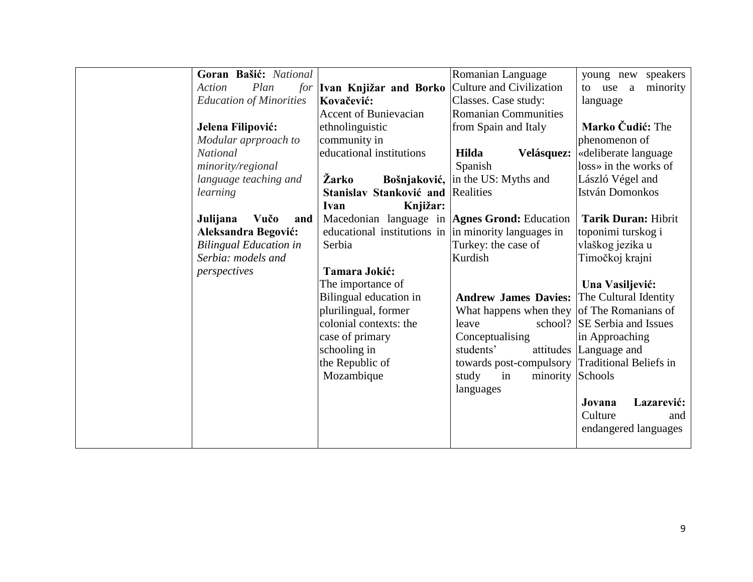| | | | | |
|---|---|---|---|---|
| | **Goran Bašić:** *National Action Plan for Education of Minorities*<br><br>**Jelena Filipović:** *Modular aprproach to National minority/regional language teaching and learning*<br><br>**Julijana Vučo and Aleksandra Begović:** *Bilingual Education in Serbia: models and perspectives* | **Ivan Knjižar and Borko Kovačević:** Accent of Bunievacian ethnolinguistic community in educational institutions<br><br>**Žarko Bošnjaković, Stanislav Stanković and Ivan Knjižar:** Macedonian language in educational institutions in Serbia<br><br>**Tamara Jokić:** The importance of Bilingual education in plurilingual, former colonial contexts: the case of primary schooling in the Republic of Mozambique | Romanian Language Culture and Civilization Classes. Case study: Romanian Communities from Spain and Italy<br><br>**Hilda Velásquez:** Spanish in the US: Myths and Realities<br><br>**Agnes Grond:** Education in minority languages in Turkey: the case of Kurdish<br><br>**Andrew James Davies:** What happens when they leave school? Conceptualising students' attitudes towards post-compulsory study in minority languages | young new speakers to use a minority language<br><br>**Marko Čudić:** The phenomenon of «deliberate language loss» in the works of László Végel and István Domonkos<br><br>**Tarik Duran:** Hibrit toponimi turskog i vlaškog jezika u Timočkoj krajni<br><br>**Una Vasiljević:** The Cultural Identity of The Romanians of SE Serbia and Issues in Approaching Language and Traditional Beliefs in Schools<br><br>**Jovana Lazarević:** Culture and endangered languages |